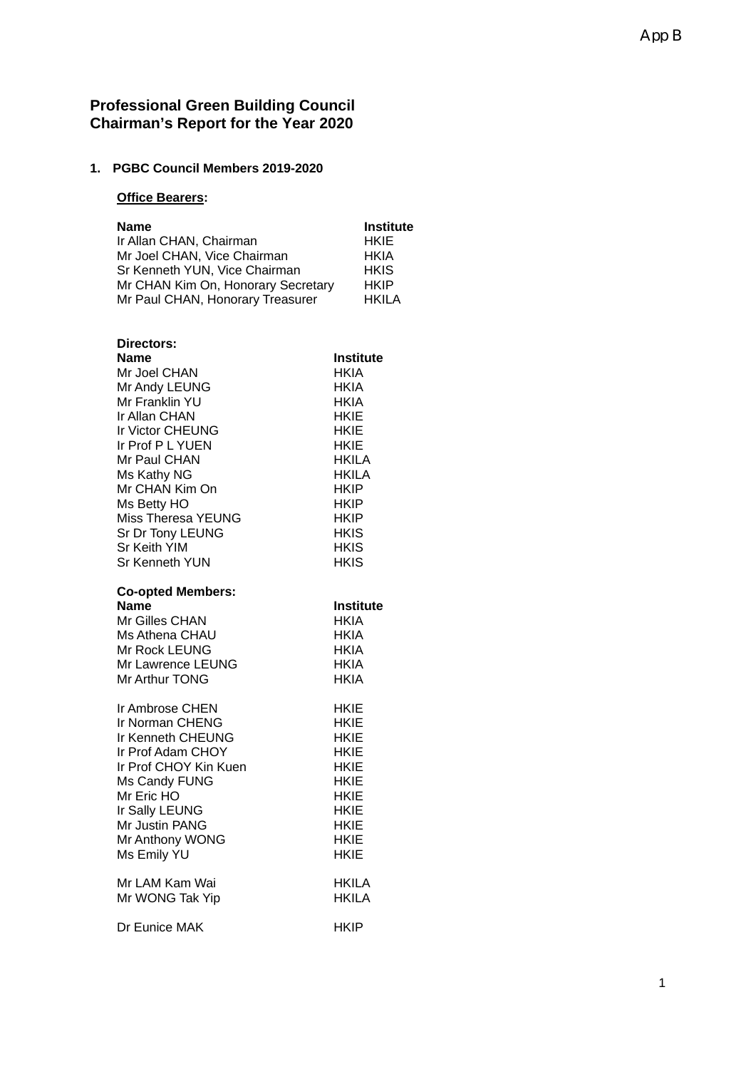App B

# Professional Green Building Council
# Chairman's Report for the Year 2020

## 1. PGBC Council Members 2019-2020

**Office Bearers:**

| Name | Institute |
|---|---|
| Ir Allan CHAN, Chairman | HKIE |
| Mr Joel CHAN, Vice Chairman | HKIA |
| Sr Kenneth YUN, Vice Chairman | HKIS |
| Mr CHAN Kim On, Honorary Secretary | HKIP |
| Mr Paul CHAN, Honorary Treasurer | HKILA |

**Directors:**

| Name | Institute |
|---|---|
| Mr Joel CHAN | HKIA |
| Mr Andy LEUNG | HKIA |
| Mr Franklin YU | HKIA |
| Ir Allan CHAN | HKIE |
| Ir Victor CHEUNG | HKIE |
| Ir Prof P L YUEN | HKIE |
| Mr Paul CHAN | HKILA |
| Ms Kathy NG | HKILA |
| Mr CHAN Kim On | HKIP |
| Ms Betty HO | HKIP |
| Miss Theresa YEUNG | HKIP |
| Sr Dr Tony LEUNG | HKIS |
| Sr Keith YIM | HKIS |
| Sr Kenneth YUN | HKIS |

**Co-opted Members:**

| Name | Institute |
|---|---|
| Mr Gilles CHAN | HKIA |
| Ms Athena CHAU | HKIA |
| Mr Rock LEUNG | HKIA |
| Mr Lawrence LEUNG | HKIA |
| Mr Arthur TONG | HKIA |
| Ir Ambrose CHEN | HKIE |
| Ir Norman CHENG | HKIE |
| Ir Kenneth CHEUNG | HKIE |
| Ir Prof Adam CHOY | HKIE |
| Ir Prof CHOY Kin Kuen | HKIE |
| Ms Candy FUNG | HKIE |
| Mr Eric HO | HKIE |
| Ir Sally LEUNG | HKIE |
| Mr Justin PANG | HKIE |
| Mr Anthony WONG | HKIE |
| Ms Emily YU | HKIE |
| Mr LAM Kam Wai | HKILA |
| Mr WONG Tak Yip | HKILA |
| Dr Eunice MAK | HKIP |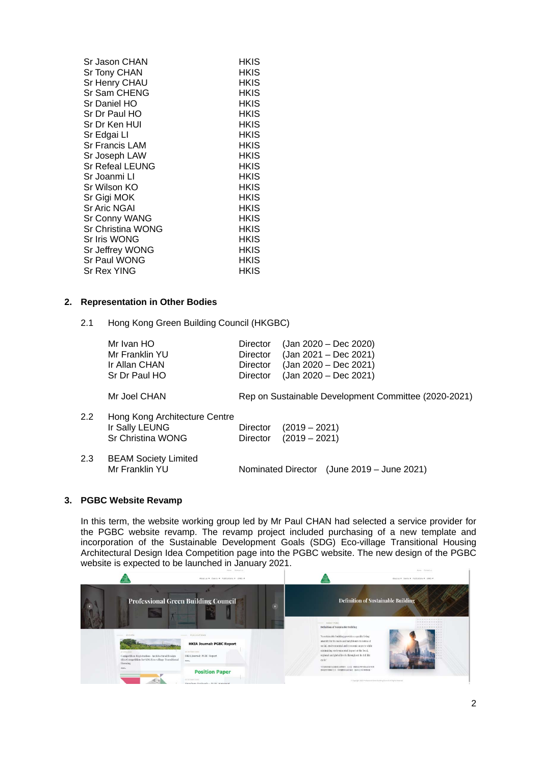| | |
|---|---|
| Sr Jason CHAN | HKIS |
| Sr Tony CHAN | HKIS |
| Sr Henry CHAU | HKIS |
| Sr Sam CHENG | HKIS |
| Sr Daniel HO | HKIS |
| Sr Dr Paul HO | HKIS |
| Sr Dr Ken HUI | HKIS |
| Sr Edgai LI | HKIS |
| Sr Francis LAM | HKIS |
| Sr Joseph LAW | HKIS |
| Sr Refeal LEUNG | HKIS |
| Sr Joanmi LI | HKIS |
| Sr Wilson KO | HKIS |
| Sr Gigi MOK | HKIS |
| Sr Aric NGAI | HKIS |
| Sr Conny WANG | HKIS |
| Sr Christina WONG | HKIS |
| Sr Iris WONG | HKIS |
| Sr Jeffrey WONG | HKIS |
| Sr Paul WONG | HKIS |
| Sr Rex YING | HKIS |

## 2. Representation in Other Bodies

2.1 Hong Kong Green Building Council (HKGBC)

| | | |
|---|---|---|
| Mr Ivan HO | Director | (Jan 2020 – Dec 2020) |
| Mr Franklin YU | Director | (Jan 2021 – Dec 2021) |
| Ir Allan CHAN | Director | (Jan 2020 – Dec 2021) |
| Sr Dr Paul HO | Director | (Jan 2020 – Dec 2021) |
| Mr Joel CHAN | Rep on Sustainable Development Committee (2020-2021) | |

2.2 Hong Kong Architecture Centre

| | | |
|---|---|---|
| Ir Sally LEUNG | Director | (2019 – 2021) |
| Sr Christina WONG | Director | (2019 – 2021) |

2.3 BEAM Society Limited

| | | |
|---|---|---|
| Mr Franklin YU | Nominated Director | (June 2019 – June 2021) |

## 3. PGBC Website Revamp

In this term, the website working group led by Mr Paul CHAN had selected a service provider for the PGBC website revamp. The revamp project included purchasing of a new template and incorporation of the Sustainable Development Goals (SDG) Eco-village Transitional Housing Architectural Design Idea Competition page into the PGBC website. The new design of the PGBC website is expected to be launched in January 2021.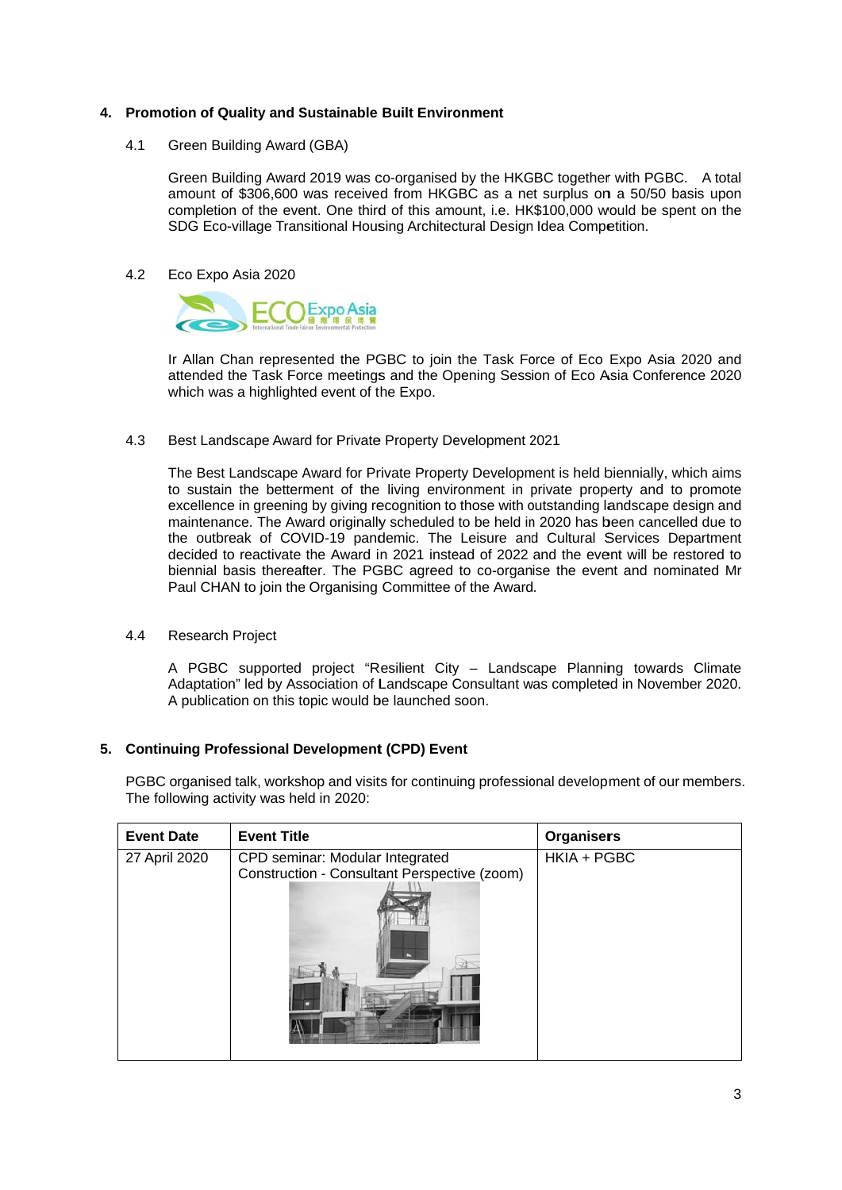## 4. Promotion of Quality and Sustainable Built Environment

### 4.1 Green Building Award (GBA)

Green Building Award 2019 was co-organised by the HKGBC together with PGBC. A total amount of $306,600 was received from HKGBC as a net surplus on a 50/50 basis upon completion of the event. One third of this amount, i.e. HK$100,000 would be spent on the SDG Eco-village Transitional Housing Architectural Design Idea Competition.

### 4.2 Eco Expo Asia 2020

Ir Allan Chan represented the PGBC to join the Task Force of Eco Expo Asia 2020 and attended the Task Force meetings and the Opening Session of Eco Asia Conference 2020 which was a highlighted event of the Expo.

### 4.3 Best Landscape Award for Private Property Development 2021

The Best Landscape Award for Private Property Development is held biennially, which aims to sustain the betterment of the living environment in private property and to promote excellence in greening by giving recognition to those with outstanding landscape design and maintenance. The Award originally scheduled to be held in 2020 has been cancelled due to the outbreak of COVID-19 pandemic. The Leisure and Cultural Services Department decided to reactivate the Award in 2021 instead of 2022 and the event will be restored to biennial basis thereafter. The PGBC agreed to co-organise the event and nominated Mr Paul CHAN to join the Organising Committee of the Award.

### 4.4 Research Project

A PGBC supported project "Resilient City – Landscape Planning towards Climate Adaptation" led by Association of Landscape Consultant was completed in November 2020. A publication on this topic would be launched soon.

## 5. Continuing Professional Development (CPD) Event

PGBC organised talk, workshop and visits for continuing professional development of our members. The following activity was held in 2020:

| Event Date | Event Title | Organisers |
|---|---|---|
| 27 April 2020 | CPD seminar: Modular Integrated Construction - Consultant Perspective (zoom) | HKIA + PGBC |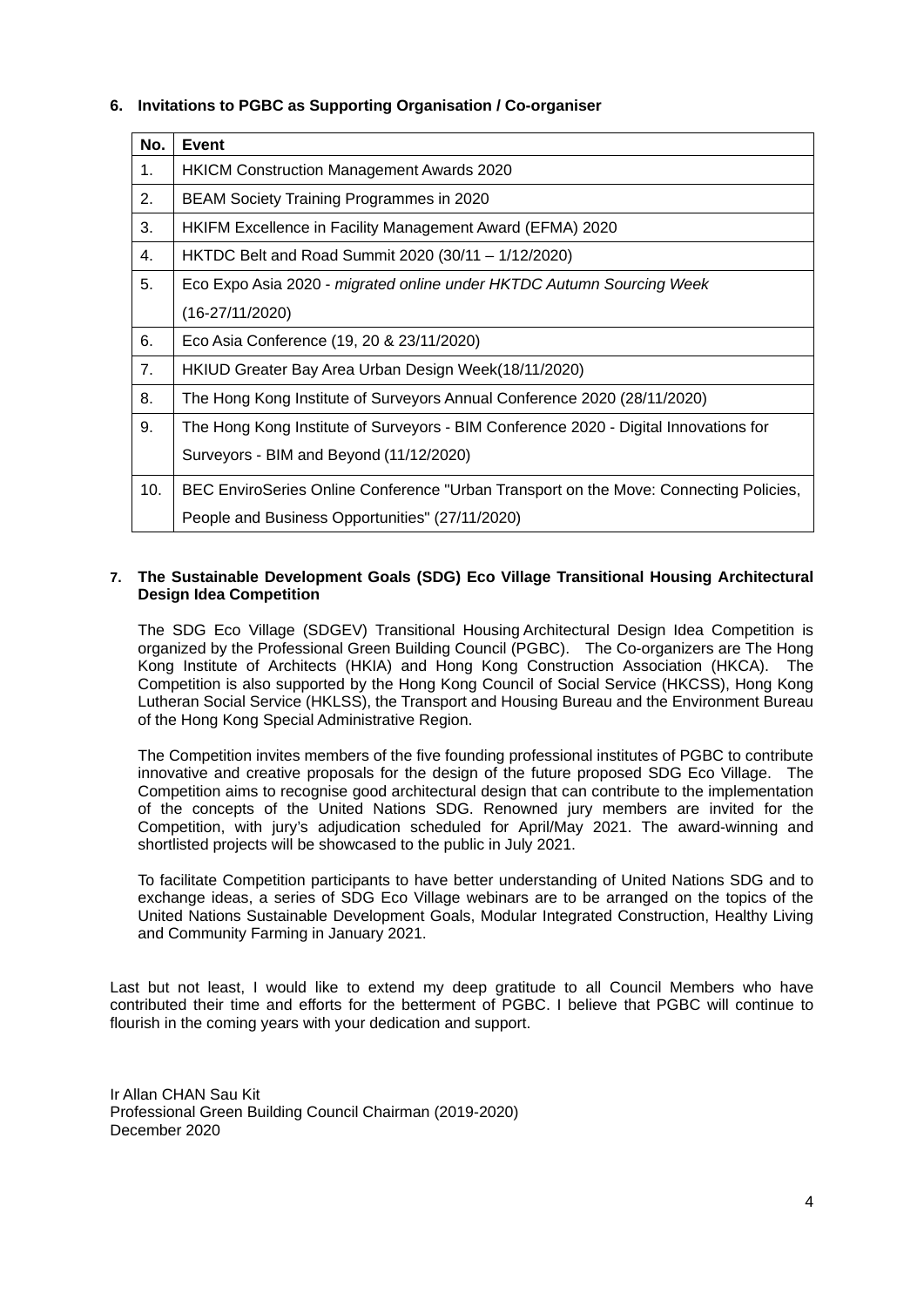## 6. Invitations to PGBC as Supporting Organisation / Co-organiser

| No. | Event |
| --- | --- |
| 1. | HKICM Construction Management Awards 2020 |
| 2. | BEAM Society Training Programmes in 2020 |
| 3. | HKIFM Excellence in Facility Management Award (EFMA) 2020 |
| 4. | HKTDC Belt and Road Summit 2020 (30/11 – 1/12/2020) |
| 5. | Eco Expo Asia 2020 - *migrated online under HKTDC Autumn Sourcing Week* (16-27/11/2020) |
| 6. | Eco Asia Conference (19, 20 & 23/11/2020) |
| 7. | HKIUD Greater Bay Area Urban Design Week(18/11/2020) |
| 8. | The Hong Kong Institute of Surveyors Annual Conference 2020 (28/11/2020) |
| 9. | The Hong Kong Institute of Surveyors - BIM Conference 2020 - Digital Innovations for Surveyors - BIM and Beyond (11/12/2020) |
| 10. | BEC EnviroSeries Online Conference "Urban Transport on the Move: Connecting Policies, People and Business Opportunities" (27/11/2020) |

## 7. The Sustainable Development Goals (SDG) Eco Village Transitional Housing Architectural Design Idea Competition

The SDG Eco Village (SDGEV) Transitional Housing Architectural Design Idea Competition is organized by the Professional Green Building Council (PGBC). The Co-organizers are The Hong Kong Institute of Architects (HKIA) and Hong Kong Construction Association (HKCA). The Competition is also supported by the Hong Kong Council of Social Service (HKCSS), Hong Kong Lutheran Social Service (HKLSS), the Transport and Housing Bureau and the Environment Bureau of the Hong Kong Special Administrative Region.

The Competition invites members of the five founding professional institutes of PGBC to contribute innovative and creative proposals for the design of the future proposed SDG Eco Village. The Competition aims to recognise good architectural design that can contribute to the implementation of the concepts of the United Nations SDG. Renowned jury members are invited for the Competition, with jury's adjudication scheduled for April/May 2021. The award-winning and shortlisted projects will be showcased to the public in July 2021.

To facilitate Competition participants to have better understanding of United Nations SDG and to exchange ideas, a series of SDG Eco Village webinars are to be arranged on the topics of the United Nations Sustainable Development Goals, Modular Integrated Construction, Healthy Living and Community Farming in January 2021.

Last but not least, I would like to extend my deep gratitude to all Council Members who have contributed their time and efforts for the betterment of PGBC. I believe that PGBC will continue to flourish in the coming years with your dedication and support.

Ir Allan CHAN Sau Kit
Professional Green Building Council Chairman (2019-2020)
December 2020